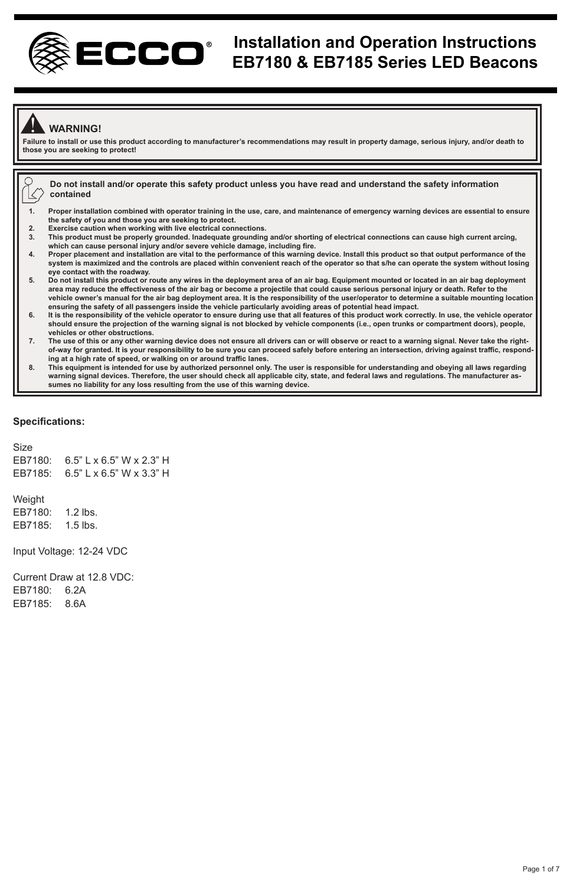# Installation and Operation Instructions
# EB7180 & EB7185 Series LED Beacons

**WARNING!**

**Failure to install or use this product according to manufacturer's recommendations may result in property damage, serious injury, and/or death to those you are seeking to protect!**

**Do not install and/or operate this safety product unless you have read and understand the safety information contained**

1. **Proper installation combined with operator training in the use, care, and maintenance of emergency warning devices are essential to ensure the safety of you and those you are seeking to protect.**
2. **Exercise caution when working with live electrical connections.**
3. **This product must be properly grounded. Inadequate grounding and/or shorting of electrical connections can cause high current arcing, which can cause personal injury and/or severe vehicle damage, including fire.**
4. **Proper placement and installation are vital to the performance of this warning device. Install this product so that output performance of the system is maximized and the controls are placed within convenient reach of the operator so that s/he can operate the system without losing eye contact with the roadway.**
5. **Do not install this product or route any wires in the deployment area of an air bag. Equipment mounted or located in an air bag deployment area may reduce the effectiveness of the air bag or become a projectile that could cause serious personal injury or death. Refer to the vehicle owner's manual for the air bag deployment area. It is the responsibility of the user/operator to determine a suitable mounting location ensuring the safety of all passengers inside the vehicle particularly avoiding areas of potential head impact.**
6. **It is the responsibility of the vehicle operator to ensure during use that all features of this product work correctly. In use, the vehicle operator should ensure the projection of the warning signal is not blocked by vehicle components (i.e., open trunks or compartment doors), people, vehicles or other obstructions.**
7. **The use of this or any other warning device does not ensure all drivers can or will observe or react to a warning signal. Never take the right-of-way for granted. It is your responsibility to be sure you can proceed safely before entering an intersection, driving against traffic, responding at a high rate of speed, or walking on or around traffic lanes.**
8. **This equipment is intended for use by authorized personnel only. The user is responsible for understanding and obeying all laws regarding warning signal devices. Therefore, the user should check all applicable city, state, and federal laws and regulations. The manufacturer assumes no liability for any loss resulting from the use of this warning device.**

**Specifications:**

Size
EB7180: 6.5" L x 6.5" W x 2.3" H
EB7185: 6.5" L x 6.5" W x 3.3" H

Weight
EB7180: 1.2 lbs.
EB7185: 1.5 lbs.

Input Voltage: 12-24 VDC

Current Draw at 12.8 VDC:
EB7180: 6.2A
EB7185: 8.6A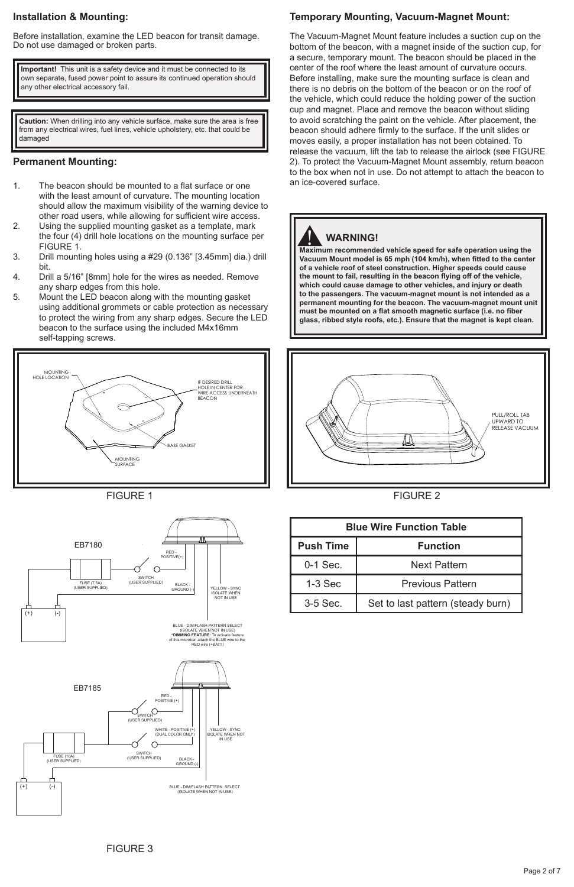## Installation & Mounting:

Before installation, examine the LED beacon for transit damage. Do not use damaged or broken parts.

> **Important!** This unit is a safety device and it must be connected to its own separate, fused power point to assure its continued operation should any other electrical accessory fail.

> **Caution:** When drilling into any vehicle surface, make sure the area is free from any electrical wires, fuel lines, vehicle upholstery, etc. that could be damaged

## Permanent Mounting:

1. The beacon should be mounted to a flat surface or one with the least amount of curvature. The mounting location should allow the maximum visibility of the warning device to other road users, while allowing for sufficient wire access.
2. Using the supplied mounting gasket as a template, mark the four (4) drill hole locations on the mounting surface per FIGURE 1.
3. Drill mounting holes using a #29 (0.136" [3.45mm] dia.) drill bit.
4. Drill a 5/16" [8mm] hole for the wires as needed. Remove any sharp edges from this hole.
5. Mount the LED beacon along with the mounting gasket using additional grommets or cable protection as necessary to protect the wiring from any sharp edges. Secure the LED beacon to the surface using the included M4x16mm self-tapping screws.

MOUNTING HOLE LOCATION

IF DESIRED DRILL HOLE IN CENTER FOR WIRE ACCESS UNDERNEATH BEACON

BASE GASKET

MOUNTING SURFACE

FIGURE 1

EB7180

RED - POSITIVE(+)

FUSE (7.5A) (USER SUPPLIED)

SWITCH (USER SUPPLIED)

BLACK - GROUND (-)

YELLOW - SYNC ISOLATE WHEN NOT IN USE

(+) (-)

BLUE - DIM/FLASH PATTERN SELECT (ISOLATE WHEN NOT IN USE) ***DIMMING FEATURE:** To activate feature of this microbar, attach the BLUE wire to the RED wire (+BATT)

EB7185

RED - POSITIVE (+)

SWITCH (USER SUPPLIED)

WHITE - POSITIVE (+) (DUAL COLOR ONLY)

YELLOW - SYNC ISOLATE WHEN NOT IN USE

FUSE (10A) (USER SUPPLIED)

SWITCH (USER SUPPLIED)

BLACK - GROUND (-)

(+) (-)

BLUE - DIM/FLASH PATTERN SELECT (ISOLATE WHEN NOT IN USE)

FIGURE 3

## Temporary Mounting, Vacuum-Magnet Mount:

The Vacuum-Magnet Mount feature includes a suction cup on the bottom of the beacon, with a magnet inside of the suction cup, for a secure, temporary mount. The beacon should be placed in the center of the roof where the least amount of curvature occurs. Before installing, make sure the mounting surface is clean and there is no debris on the bottom of the beacon or on the roof of the vehicle, which could reduce the holding power of the suction cup and magnet. Place and remove the beacon without sliding to avoid scratching the paint on the vehicle. After placement, the beacon should adhere firmly to the surface. If the unit slides or moves easily, a proper installation has not been obtained. To release the vacuum, lift the tab to release the airlock (see FIGURE 2). To protect the Vacuum-Magnet Mount assembly, return beacon to the box when not in use. Do not attempt to attach the beacon to an ice-covered surface.

> **WARNING!**
> **Maximum recommended vehicle speed for safe operation using the Vacuum Mount model is 65 mph (104 km/h), when fitted to the center of a vehicle roof of steel construction. Higher speeds could cause the mount to fail, resulting in the beacon flying off of the vehicle, which could cause damage to other vehicles, and injury or death to the passengers. The vacuum-magnet mount is not intended as a permanent mounting for the beacon. The vacuum-magnet mount unit must be mounted on a flat smooth magnetic surface (i.e. no fiber glass, ribbed style roofs, etc.). Ensure that the magnet is kept clean.**

PULL/ROLL TAB UPWARD TO RELEASE VACUUM

FIGURE 2

| Blue Wire Function Table | |
|---|---|
| **Push Time** | **Function** |
| 0-1 Sec. | Next Pattern |
| 1-3 Sec | Previous Pattern |
| 3-5 Sec. | Set to last pattern (steady burn) |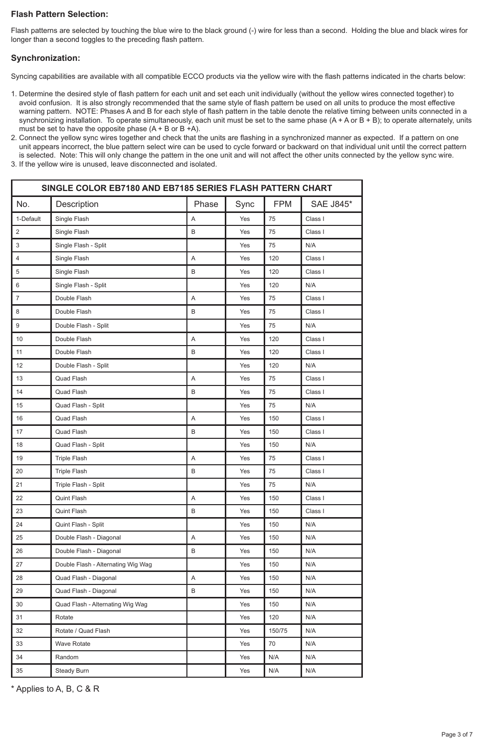## Flash Pattern Selection:

Flash patterns are selected by touching the blue wire to the black ground (-) wire for less than a second. Holding the blue and black wires for longer than a second toggles to the preceding flash pattern.

## Synchronization:

Syncing capabilities are available with all compatible ECCO products via the yellow wire with the flash patterns indicated in the charts below:

1. Determine the desired style of flash pattern for each unit and set each unit individually (without the yellow wires connected together) to avoid confusion. It is also strongly recommended that the same style of flash pattern be used on all units to produce the most effective warning pattern. NOTE: Phases A and B for each style of flash pattern in the table denote the relative timing between units connected in a synchronizing installation. To operate simultaneously, each unit must be set to the same phase (A + A or B + B); to operate alternately, units must be set to have the opposite phase (A + B or B +A).
2. Connect the yellow sync wires together and check that the units are flashing in a synchronized manner as expected. If a pattern on one unit appears incorrect, the blue pattern select wire can be used to cycle forward or backward on that individual unit until the correct pattern is selected. Note: This will only change the pattern in the one unit and will not affect the other units connected by the yellow sync wire.
3. If the yellow wire is unused, leave disconnected and isolated.

**SINGLE COLOR EB7180 AND EB7185 SERIES FLASH PATTERN CHART**

| No. | Description | Phase | Sync | FPM | SAE J845* |
|---|---|---|---|---|---|
| 1-Default | Single Flash | A | Yes | 75 | Class I |
| 2 | Single Flash | B | Yes | 75 | Class I |
| 3 | Single Flash - Split | | Yes | 75 | N/A |
| 4 | Single Flash | A | Yes | 120 | Class I |
| 5 | Single Flash | B | Yes | 120 | Class I |
| 6 | Single Flash - Split | | Yes | 120 | N/A |
| 7 | Double Flash | A | Yes | 75 | Class I |
| 8 | Double Flash | B | Yes | 75 | Class I |
| 9 | Double Flash - Split | | Yes | 75 | N/A |
| 10 | Double Flash | A | Yes | 120 | Class I |
| 11 | Double Flash | B | Yes | 120 | Class I |
| 12 | Double Flash - Split | | Yes | 120 | N/A |
| 13 | Quad Flash | A | Yes | 75 | Class I |
| 14 | Quad Flash | B | Yes | 75 | Class I |
| 15 | Quad Flash - Split | | Yes | 75 | N/A |
| 16 | Quad Flash | A | Yes | 150 | Class I |
| 17 | Quad Flash | B | Yes | 150 | Class I |
| 18 | Quad Flash - Split | | Yes | 150 | N/A |
| 19 | Triple Flash | A | Yes | 75 | Class I |
| 20 | Triple Flash | B | Yes | 75 | Class I |
| 21 | Triple Flash - Split | | Yes | 75 | N/A |
| 22 | Quint Flash | A | Yes | 150 | Class I |
| 23 | Quint Flash | B | Yes | 150 | Class I |
| 24 | Quint Flash - Split | | Yes | 150 | N/A |
| 25 | Double Flash - Diagonal | A | Yes | 150 | N/A |
| 26 | Double Flash - Diagonal | B | Yes | 150 | N/A |
| 27 | Double Flash - Alternating Wig Wag | | Yes | 150 | N/A |
| 28 | Quad Flash - Diagonal | A | Yes | 150 | N/A |
| 29 | Quad Flash - Diagonal | B | Yes | 150 | N/A |
| 30 | Quad Flash - Alternating Wig Wag | | Yes | 150 | N/A |
| 31 | Rotate | | Yes | 120 | N/A |
| 32 | Rotate / Quad Flash | | Yes | 150/75 | N/A |
| 33 | Wave Rotate | | Yes | 70 | N/A |
| 34 | Random | | Yes | N/A | N/A |
| 35 | Steady Burn | | Yes | N/A | N/A |

\* Applies to A, B, C & R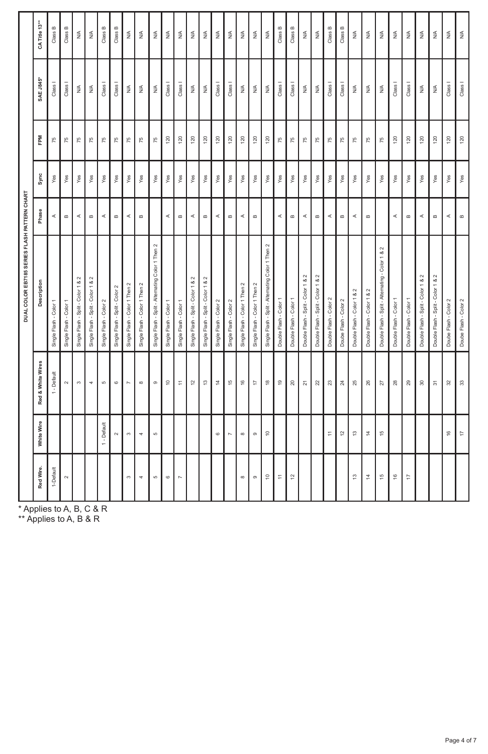## DUAL COLOR EB7185 SERIES FLASH PATTERN CHART

| Red Wire. | White Wire | Red & White Wires | Description | Phase | Sync | FPM | SAE J845* | CA Title 13** |
|---|---|---|---|---|---|---|---|---|
| 1-Default | | 1 - Default | Single Flash - Color 1 | A | Yes | 75 | Class I | Class B |
| 2 | | 2 | Single Flash - Color 1 | B | Yes | 75 | Class I | Class B |
| | | 3 | Single Flash - Split - Color 1 & 2 | A | Yes | 75 | N/A | N/A |
| | | 4 | Single Flash - Split - Color 1 & 2 | B | Yes | 75 | N/A | N/A |
| | 1 - Default | 5 | Single Flash - Color 2 | A | Yes | 75 | Class I | Class B |
| | 2 | 6 | Single Flash - Split - Color 2 | B | Yes | 75 | Class I | Class B |
| 3 | 3 | 7 | Single Flash - Color 1 Then 2 | A | Yes | 75 | N/A | N/A |
| 4 | 4 | 8 | Single Flash - Color 1 Then 2 | B | Yes | 75 | N/A | N/A |
| 5 | 5 | 9 | Single Flash - Split - Alternating Color 1 Then 2 | | Yes | 75 | N/A | N/A |
| 6 | | 10 | Single Flash - Color 1 | A | Yes | 120 | Class I | N/A |
| 7 | | 11 | Single Flash - Color 1 | B | Yes | 120 | Class I | N/A |
| | | 12 | Single Flash - Split - Color 1 & 2 | A | Yes | 120 | N/A | N/A |
| | | 13 | Single Flash - Split - Color 1 & 2 | B | Yes | 120 | N/A | N/A |
| | 6 | 14 | Single Flash - Color 2 | A | Yes | 120 | Class I | N/A |
| | 7 | 15 | Single Flash - Color 2 | B | Yes | 120 | Class I | N/A |
| 8 | 8 | 16 | Single Flash - Color 1 Then 2 | A | Yes | 120 | N/A | N/A |
| 9 | 9 | 17 | Single Flash - Color 1 Then 2 | B | Yes | 120 | N/A | N/A |
| 10 | 10 | 18 | Single Flash - Split - Alternating Color 1 Then 2 | | Yes | 120 | N/A | N/A |
| 11 | | 19 | Double Flash - Color 1 | A | Yes | 75 | Class I | Class B |
| 12 | | 20 | Double Flash - Color 1 | B | Yes | 75 | Class I | Class B |
| | | 21 | Double Flash - Split - Color 1 & 2 | A | Yes | 75 | N/A | N/A |
| | | 22 | Double Flash - Split - Color 1 & 2 | B | Yes | 75 | N/A | N/A |
| | 11 | 23 | Double Flash - Color 2 | A | Yes | 75 | Class I | Class B |
| | 12 | 24 | Doube Flash - Color 2 | B | Yes | 75 | Class I | Class B |
| 13 | 13 | 25 | Double Flash - Color 1 & 2 | A | Yes | 75 | N/A | N/A |
| 14 | 14 | 26 | Double Flash - Color 1 & 2 | B | Yes | 75 | N/A | N/A |
| 15 | 15 | 27 | Double Flash - Split - Alternating - Color 1 & 2 | | Yes | 75 | N/A | N/A |
| 16 | | 28 | Double Flash - Color 1 | A | Yes | 120 | Class I | N/A |
| 17 | | 29 | Double Flash - Color 1 | B | Yes | 120 | Class I | N/A |
| | | 30 | Double Flash - Split - Color 1 & 2 | A | Yes | 120 | N/A | N/A |
| | | 31 | Double Flash - Split - Color 1 & 2 | B | Yes | 120 | N/A | N/A |
| | 16 | 32 | Doube Flash - Color 2 | A | Yes | 120 | Class I | N/A |
| | 17 | 33 | Doube Flash - Color 2 | B | Yes | 120 | Class I | N/A |

\* Applies to A, B, C & R

\** Applies to A, B & R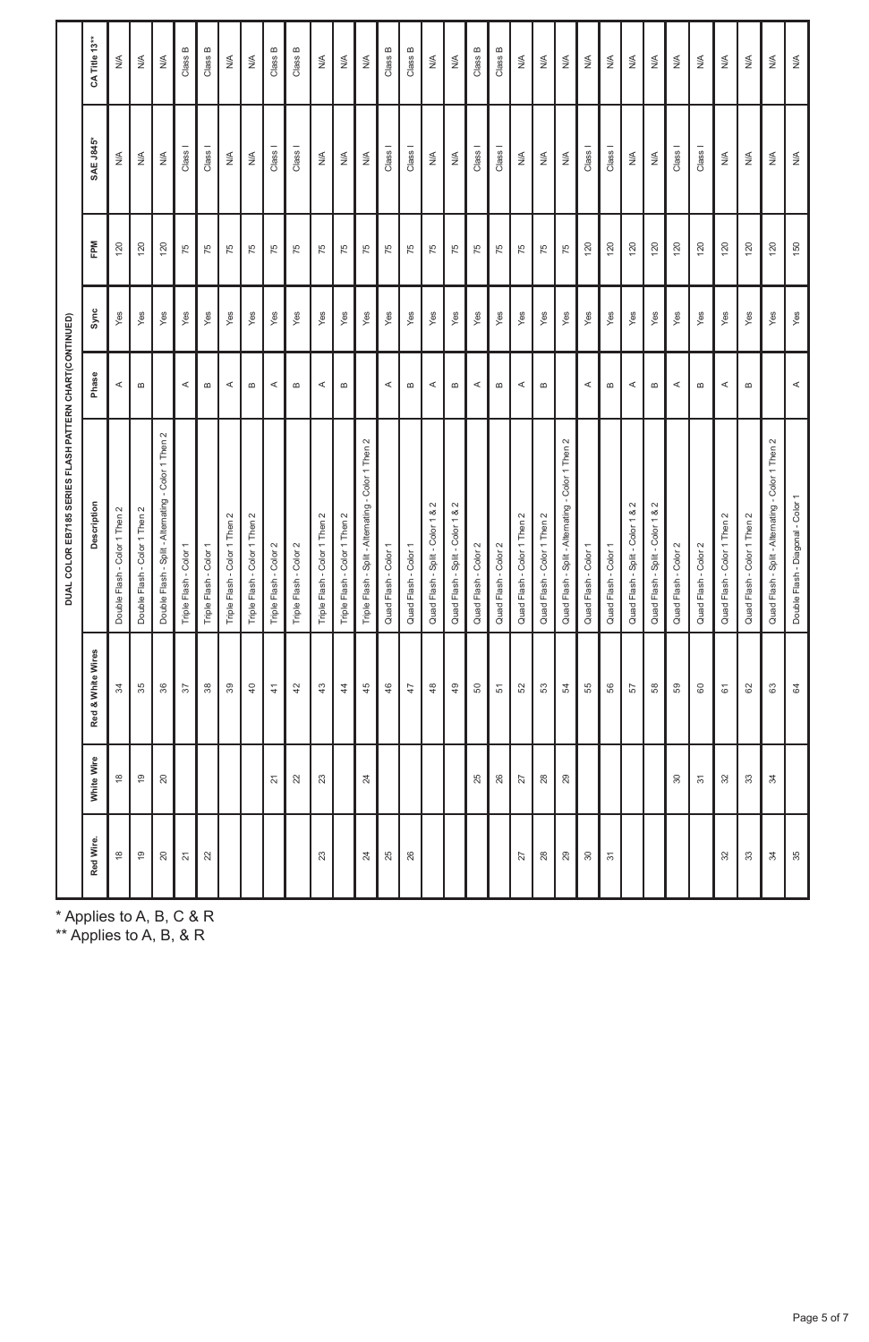## DUAL COLOR EB7185 SERIES FLASH PATTERN CHART(CONTINUED)

| Red Wire. | White Wire | Red & White Wires | Description | Phase | Sync | FPM | SAE J845* | CA Title 13** |
|---|---|---|---|---|---|---|---|---|
| 18 | 18 | 34 | Double Flash - Color 1 Then 2 | A | Yes | 120 | N/A | N/A |
| 19 | 19 | 35 | Double Flash - Color 1 Then 2 | B | Yes | 120 | N/A | N/A |
| 20 | 20 | 36 | Double Flash - Split - Alternating - Color 1 Then 2 | | Yes | 120 | N/A | N/A |
| 21 | | 37 | Triple Flash - Color 1 | A | Yes | 75 | Class I | Class B |
| 22 | | 38 | Triple Flash - Color 1 | B | Yes | 75 | Class I | Class B |
| | | 39 | Triple Flash - Color 1 Then 2 | A | Yes | 75 | N/A | N/A |
| | | 40 | Triple Flash - Color 1 Then 2 | B | Yes | 75 | N/A | N/A |
| | 21 | 41 | Triple Flash - Color 2 | A | Yes | 75 | Class I | Class B |
| | 22 | 42 | Triple Flash - Color 2 | B | Yes | 75 | Class I | Class B |
| 23 | 23 | 43 | Triple Flash - Color 1 Then 2 | A | Yes | 75 | N/A | N/A |
| | | 44 | Triple Flash - Color 1 Then 2 | B | Yes | 75 | N/A | N/A |
| 24 | 24 | 45 | Triple Flash - Split - Alternating - Color 1 Then 2 | | Yes | 75 | N/A | N/A |
| 25 | | 46 | Quad Flash - Color 1 | A | Yes | 75 | Class I | Class B |
| 26 | | 47 | Quad Flash - Color 1 | B | Yes | 75 | Class I | Class B |
| | | 48 | Quad Flash - Split - Color 1 & 2 | A | Yes | 75 | N/A | N/A |
| | | 49 | Quad Flash - Split - Color 1 & 2 | B | Yes | 75 | N/A | N/A |
| | 25 | 50 | Quad Flash - Color 2 | A | Yes | 75 | Class I | Class B |
| | 26 | 51 | Quad Flash - Color 2 | B | Yes | 75 | Class I | Class B |
| 27 | 27 | 52 | Quad Flash - Color 1 Then 2 | A | Yes | 75 | N/A | N/A |
| 28 | 28 | 53 | Quad Flash - Color 1 Then 2 | B | Yes | 75 | N/A | N/A |
| 29 | 29 | 54 | Quad Flash - Split - Alternating - Color 1 Then 2 | | Yes | 75 | N/A | N/A |
| 30 | | 55 | Quad Flash - Color 1 | A | Yes | 120 | Class I | N/A |
| 31 | | 56 | Quad Flash - Color 1 | B | Yes | 120 | Class I | N/A |
| | | 57 | Quad Flash - Split - Color 1 & 2 | A | Yes | 120 | N/A | N/A |
| | | 58 | Quad Flash - Split - Color 1 & 2 | B | Yes | 120 | N/A | N/A |
| | 30 | 59 | Quad Flash - Color 2 | A | Yes | 120 | Class I | N/A |
| | 31 | 60 | Quad Flash - Color 2 | B | Yes | 120 | Class I | N/A |
| 32 | 32 | 61 | Quad Flash - Color 1 Then 2 | A | Yes | 120 | N/A | N/A |
| 33 | 33 | 62 | Quad Flash - Color 1 Then 2 | B | Yes | 120 | N/A | N/A |
| 34 | 34 | 63 | Quad Flash - Split - Alternating - Color 1 Then 2 | | Yes | 120 | N/A | N/A |
| 35 | | 64 | Double Flash - Diagonal - Color 1 | A | Yes | 150 | N/A | N/A |

\* Applies to A, B, C & R

\*\* Applies to A, B, & R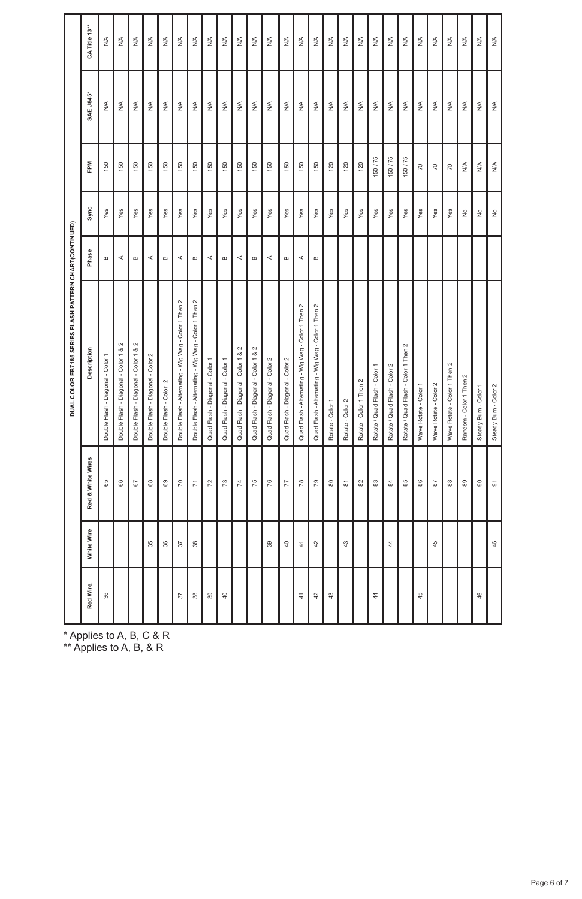**DUAL COLOR EB7185 SERIES FLASH PATTERN CHART(CONTINUED)**

| Red Wire. | White Wire | Red & White Wires | Description | Phase | Sync | FPM | SAE J845* | CA Title 13** |
|---|---|---|---|---|---|---|---|---|
| 36 | | 65 | Double Flash - Diagonal - Color 1 | B | Yes | 150 | N/A | N/A |
| | | 66 | Double Flash - Diagonal - Color 1 & 2 | A | Yes | 150 | N/A | N/A |
| | | 67 | Double Flash - Diagonal - Color 1 & 2 | B | Yes | 150 | N/A | N/A |
| | 35 | 68 | Double Flash - Diagonal - Color 2 | A | Yes | 150 | N/A | N/A |
| | 36 | 69 | Double Flash - Color 2 | B | Yes | 150 | N/A | N/A |
| 37 | 37 | 70 | Double Flash - Alternating - Wig Wag - Color 1 Then 2 | A | Yes | 150 | N/A | N/A |
| 38 | 38 | 71 | Double Flash - Alternating - Wig Wag - Color 1 Then 2 | B | Yes | 150 | N/A | N/A |
| 39 | | 72 | Quad Flash - Diagonal - Color 1 | A | Yes | 150 | N/A | N/A |
| 40 | | 73 | Quad Flash - Diagonal - Color 1 | B | Yes | 150 | N/A | N/A |
| | | 74 | Quad Flash - Diagonal - Color 1 & 2 | A | Yes | 150 | N/A | N/A |
| | | 75 | Quad Flash - Diagonal - Color 1 & 2 | B | Yes | 150 | N/A | N/A |
| | 39 | 76 | Quad Flash - Diagonal - Color 2 | A | Yes | 150 | N/A | N/A |
| | 40 | 77 | Quad Flash - Diagonal - Color 2 | B | Yes | 150 | N/A | N/A |
| 41 | 41 | 78 | Quad Flash - Alternating - Wig Wag - Color 1 Then 2 | A | Yes | 150 | N/A | N/A |
| 42 | 42 | 79 | Quad Flash - Alternating - Wig Wag - Color 1 Then 2 | B | Yes | 150 | N/A | N/A |
| 43 | | 80 | Rotate - Color 1 | | Yes | 120 | N/A | N/A |
| | 43 | 81 | Rotate - Color 2 | | Yes | 120 | N/A | N/A |
| | | 82 | Rotate - Color 1 Then 2 | | Yes | 120 | N/A | N/A |
| 44 | | 83 | Rotate / Quad Flash - Color 1 | | Yes | 150 / 75 | N/A | N/A |
| | 44 | 84 | Rotate / Quad Flash - Color 2 | | Yes | 150 / 75 | N/A | N/A |
| | | 85 | Rotate / Quad Flash - Color 1 Then 2 | | Yes | 150 / 75 | N/A | N/A |
| 45 | | 86 | Wave Rotate - Color 1 | | Yes | 70 | N/A | N/A |
| | 45 | 87 | Wave Rotate - Color 2 | | Yes | 70 | N/A | N/A |
| | | 88 | Wave Rotate - Color 1 Then 2 | | Yes | 70 | N/A | N/A |
| | | 89 | Random - Color 1 Then 2 | | No | N/A | N/A | N/A |
| 46 | | 90 | Steady Burn - Color 1 | | No | N/A | N/A | N/A |
| | 46 | 91 | Steady Burn - Color 2 | | No | N/A | N/A | N/A |

\* Applies to A, B, C & R

\*\* Applies to A, B, & R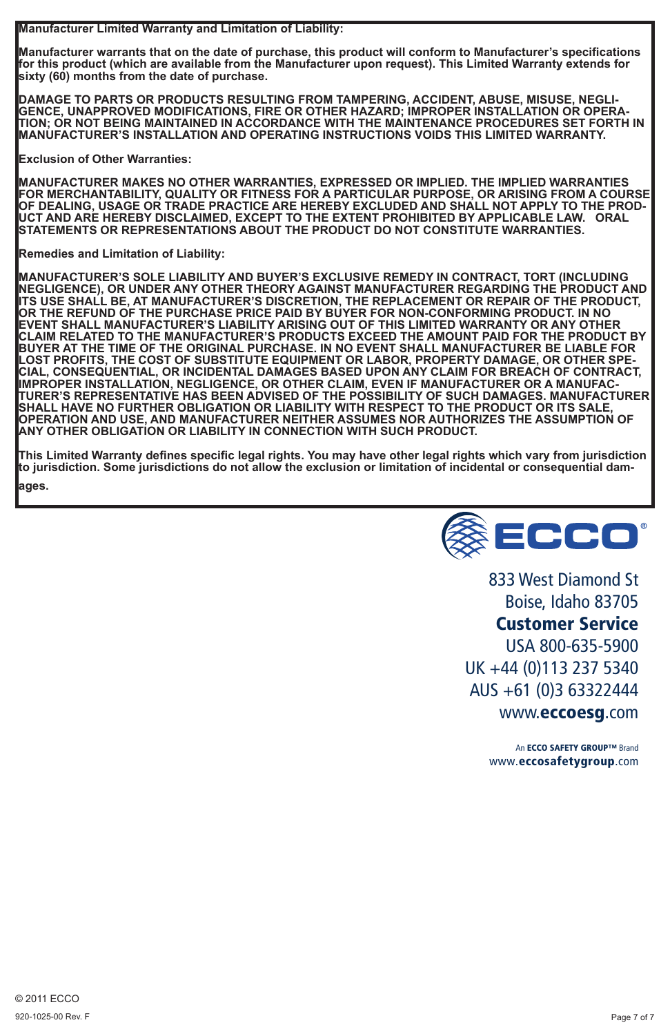**Manufacturer Limited Warranty and Limitation of Liability:**

**Manufacturer warrants that on the date of purchase, this product will conform to Manufacturer's specifications for this product (which are available from the Manufacturer upon request). This Limited Warranty extends for sixty (60) months from the date of purchase.**

**DAMAGE TO PARTS OR PRODUCTS RESULTING FROM TAMPERING, ACCIDENT, ABUSE, MISUSE, NEGLIGENCE, UNAPPROVED MODIFICATIONS, FIRE OR OTHER HAZARD; IMPROPER INSTALLATION OR OPERATION; OR NOT BEING MAINTAINED IN ACCORDANCE WITH THE MAINTENANCE PROCEDURES SET FORTH IN MANUFACTURER'S INSTALLATION AND OPERATING INSTRUCTIONS VOIDS THIS LIMITED WARRANTY.**

**Exclusion of Other Warranties:**

**MANUFACTURER MAKES NO OTHER WARRANTIES, EXPRESSED OR IMPLIED. THE IMPLIED WARRANTIES FOR MERCHANTABILITY, QUALITY OR FITNESS FOR A PARTICULAR PURPOSE, OR ARISING FROM A COURSE OF DEALING, USAGE OR TRADE PRACTICE ARE HEREBY EXCLUDED AND SHALL NOT APPLY TO THE PRODUCT AND ARE HEREBY DISCLAIMED, EXCEPT TO THE EXTENT PROHIBITED BY APPLICABLE LAW. ORAL STATEMENTS OR REPRESENTATIONS ABOUT THE PRODUCT DO NOT CONSTITUTE WARRANTIES.**

**Remedies and Limitation of Liability:**

**MANUFACTURER'S SOLE LIABILITY AND BUYER'S EXCLUSIVE REMEDY IN CONTRACT, TORT (INCLUDING NEGLIGENCE), OR UNDER ANY OTHER THEORY AGAINST MANUFACTURER REGARDING THE PRODUCT AND ITS USE SHALL BE, AT MANUFACTURER'S DISCRETION, THE REPLACEMENT OR REPAIR OF THE PRODUCT, OR THE REFUND OF THE PURCHASE PRICE PAID BY BUYER FOR NON-CONFORMING PRODUCT. IN NO EVENT SHALL MANUFACTURER'S LIABILITY ARISING OUT OF THIS LIMITED WARRANTY OR ANY OTHER CLAIM RELATED TO THE MANUFACTURER'S PRODUCTS EXCEED THE AMOUNT PAID FOR THE PRODUCT BY BUYER AT THE TIME OF THE ORIGINAL PURCHASE. IN NO EVENT SHALL MANUFACTURER BE LIABLE FOR LOST PROFITS, THE COST OF SUBSTITUTE EQUIPMENT OR LABOR, PROPERTY DAMAGE, OR OTHER SPECIAL, CONSEQUENTIAL, OR INCIDENTAL DAMAGES BASED UPON ANY CLAIM FOR BREACH OF CONTRACT, IMPROPER INSTALLATION, NEGLIGENCE, OR OTHER CLAIM, EVEN IF MANUFACTURER OR A MANUFACTURER'S REPRESENTATIVE HAS BEEN ADVISED OF THE POSSIBILITY OF SUCH DAMAGES. MANUFACTURER SHALL HAVE NO FURTHER OBLIGATION OR LIABILITY WITH RESPECT TO THE PRODUCT OR ITS SALE, OPERATION AND USE, AND MANUFACTURER NEITHER ASSUMES NOR AUTHORIZES THE ASSUMPTION OF ANY OTHER OBLIGATION OR LIABILITY IN CONNECTION WITH SUCH PRODUCT.**

**This Limited Warranty defines specific legal rights. You may have other legal rights which vary from jurisdiction to jurisdiction. Some jurisdictions do not allow the exclusion or limitation of incidental or consequential damages.**

ECCO®

833 West Diamond St
Boise, Idaho 83705

**Customer Service**

USA 800-635-5900
UK +44 (0)113 237 5340
AUS +61 (0)3 63322444
www.**eccoesg**.com

An **ECCO SAFETY GROUP™** Brand
www.**eccosafetygroup**.com

© 2011 ECCO

920-1025-00 Rev. F